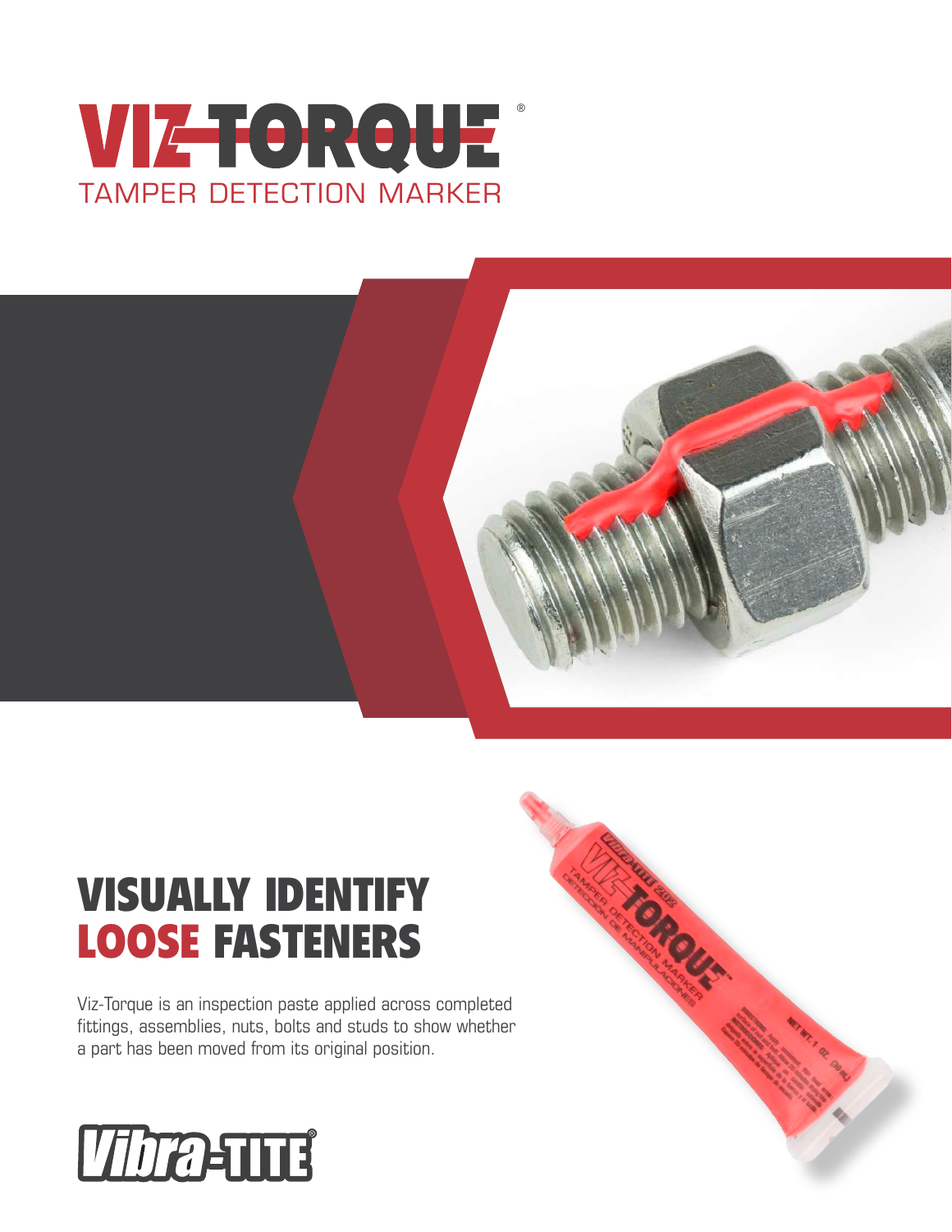# VIZ-TORQUE®

TAMPER DETECTION MARKER

## VISUALLY IDENTIFY LOOSE FASTENERS

Viz-Torque is an inspection paste applied across completed fittings, assemblies, nuts, bolts and studs to show whether a part has been moved from its original position.

Vibra-TITE®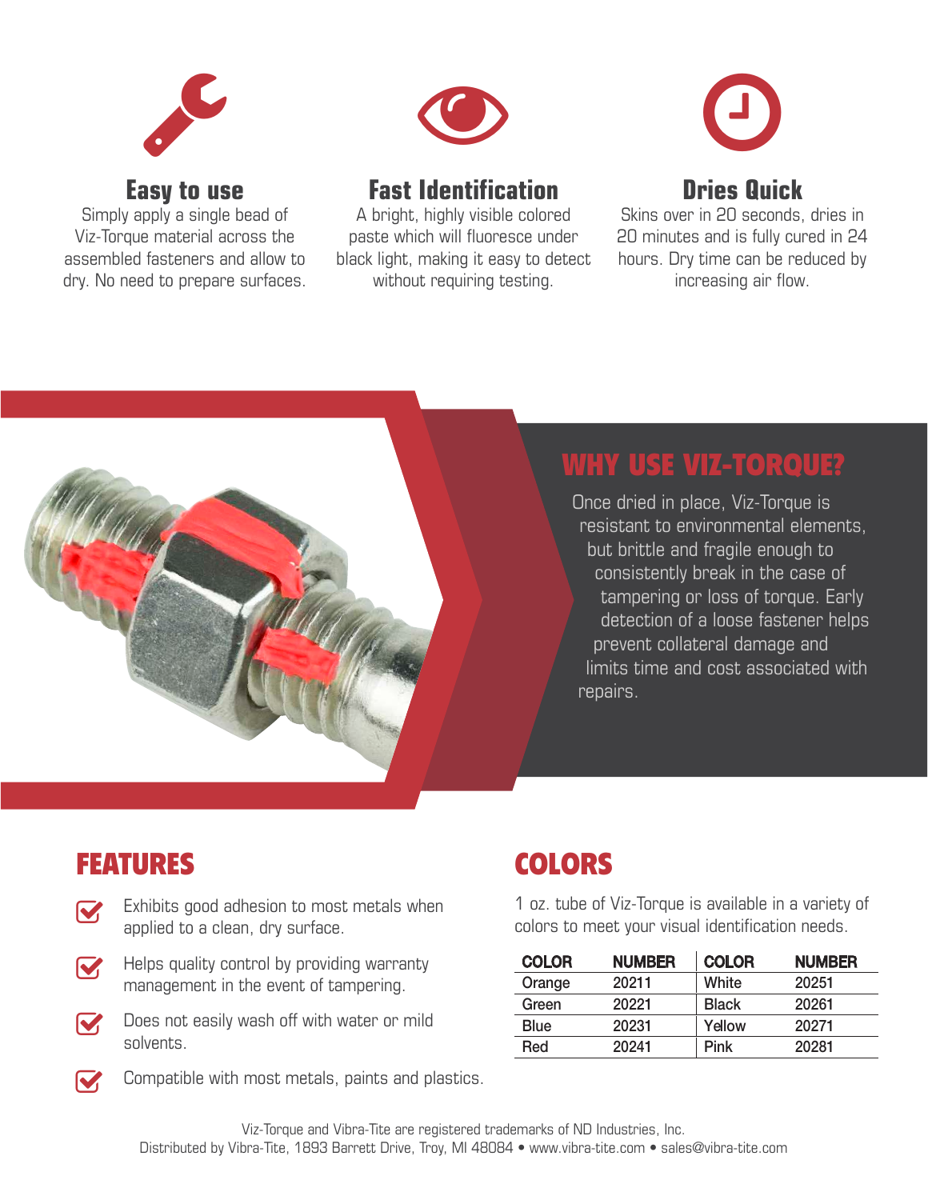### Easy to use

Simply apply a single bead of Viz-Torque material across the assembled fasteners and allow to dry. No need to prepare surfaces.

### Fast Identification

A bright, highly visible colored paste which will fluoresce under black light, making it easy to detect without requiring testing.

### Dries Quick

Skins over in 20 seconds, dries in 20 minutes and is fully cured in 24 hours. Dry time can be reduced by increasing air flow.

## WHY USE VIZ-TORQUE?

Once dried in place, Viz-Torque is resistant to environmental elements, but brittle and fragile enough to consistently break in the case of tampering or loss of torque. Early detection of a loose fastener helps prevent collateral damage and limits time and cost associated with repairs.

## FEATURES

- Exhibits good adhesion to most metals when applied to a clean, dry surface.
- Helps quality control by providing warranty management in the event of tampering.
- Does not easily wash off with water or mild solvents.
- Compatible with most metals, paints and plastics.

## COLORS

1 oz. tube of Viz-Torque is available in a variety of colors to meet your visual identification needs.

| COLOR | NUMBER | COLOR | NUMBER |
|---|---|---|---|
| Orange | 20211 | White | 20251 |
| Green | 20221 | Black | 20261 |
| Blue | 20231 | Yellow | 20271 |
| Red | 20241 | Pink | 20281 |

Viz-Torque and Vibra-Tite are registered trademarks of ND Industries, Inc.
Distributed by Vibra-Tite, 1893 Barrett Drive, Troy, MI 48084 • www.vibra-tite.com • sales@vibra-tite.com